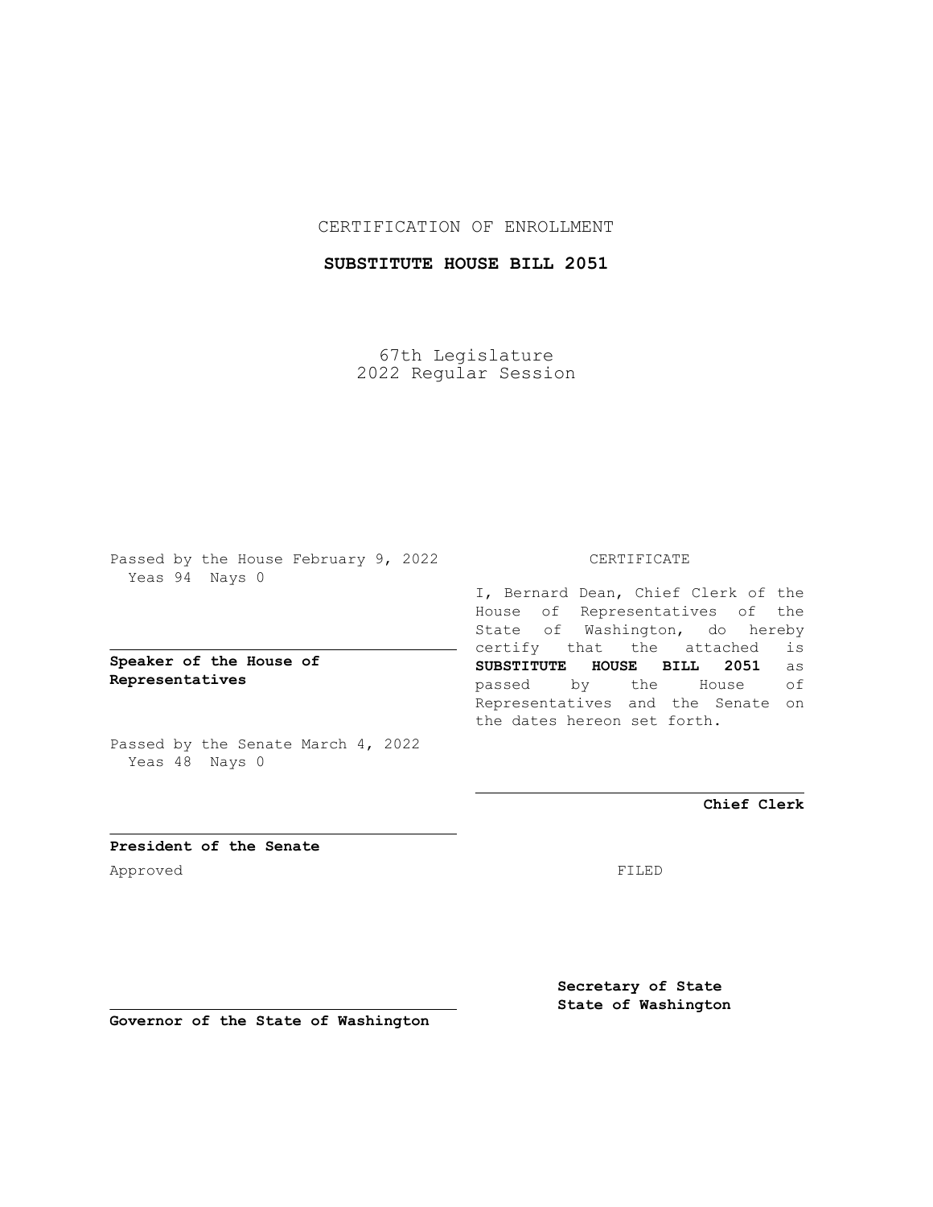CERTIFICATION OF ENROLLMENT

**SUBSTITUTE HOUSE BILL 2051**

67th Legislature
2022 Regular Session

Passed by the House February 9, 2022
Yeas 94 Nays 0

**Speaker of the House of Representatives**

Passed by the Senate March 4, 2022
Yeas 48 Nays 0

**President of the Senate**

Approved

**Governor of the State of Washington**

CERTIFICATE

I, Bernard Dean, Chief Clerk of the House of Representatives of the State of Washington, do hereby certify that the attached is **SUBSTITUTE HOUSE BILL 2051** as passed by the House of Representatives and the Senate on the dates hereon set forth.

**Chief Clerk**

FILED

**Secretary of State**
**State of Washington**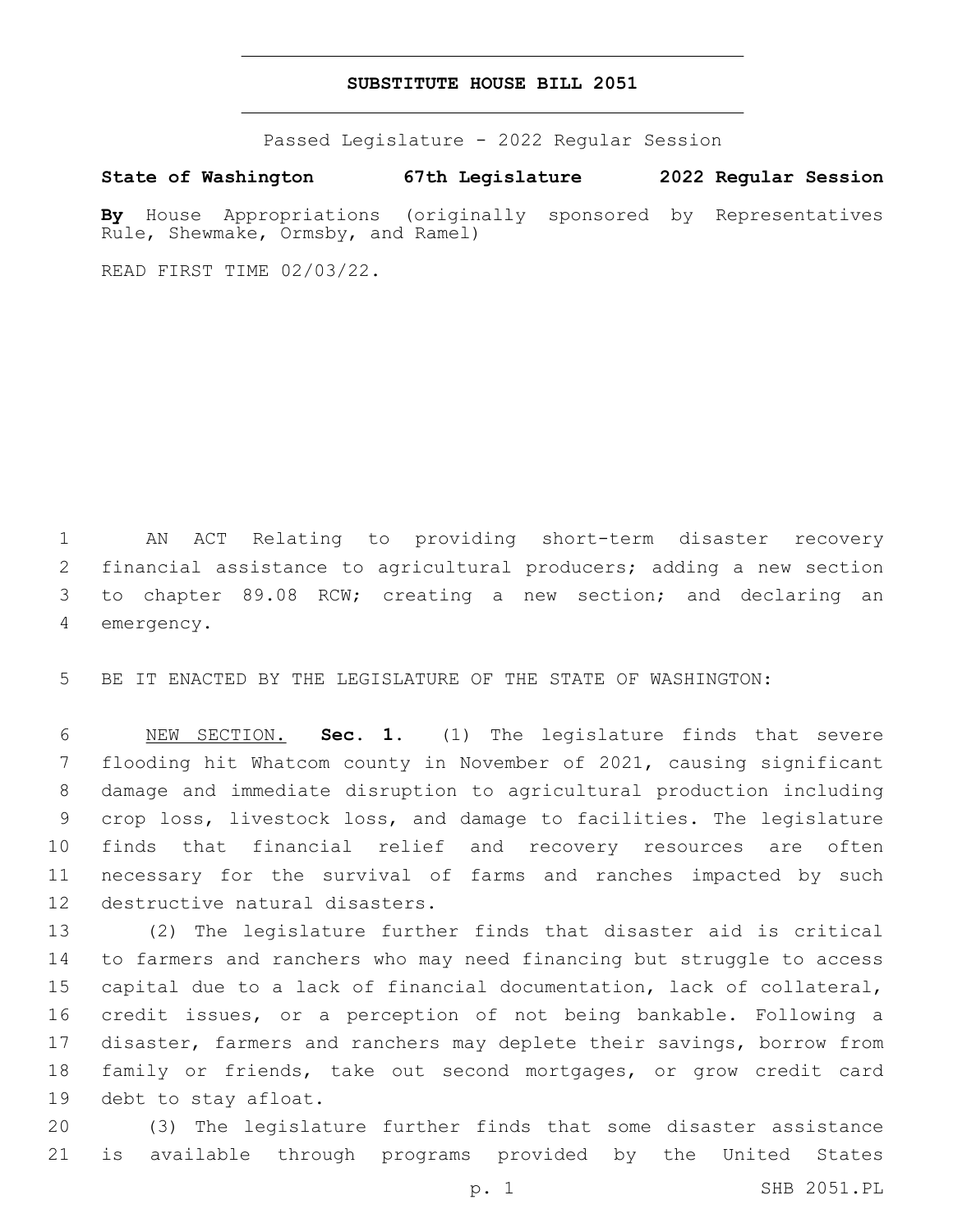# SUBSTITUTE HOUSE BILL 2051

Passed Legislature - 2022 Regular Session

**State of Washington 67th Legislature 2022 Regular Session**

**By** House Appropriations (originally sponsored by Representatives Rule, Shewmake, Ormsby, and Ramel)

READ FIRST TIME 02/03/22.

AN ACT Relating to providing short-term disaster recovery financial assistance to agricultural producers; adding a new section to chapter 89.08 RCW; creating a new section; and declaring an emergency.

BE IT ENACTED BY THE LEGISLATURE OF THE STATE OF WASHINGTON:

NEW SECTION. **Sec. 1.** (1) The legislature finds that severe flooding hit Whatcom county in November of 2021, causing significant damage and immediate disruption to agricultural production including crop loss, livestock loss, and damage to facilities. The legislature finds that financial relief and recovery resources are often necessary for the survival of farms and ranches impacted by such destructive natural disasters.

(2) The legislature further finds that disaster aid is critical to farmers and ranchers who may need financing but struggle to access capital due to a lack of financial documentation, lack of collateral, credit issues, or a perception of not being bankable. Following a disaster, farmers and ranchers may deplete their savings, borrow from family or friends, take out second mortgages, or grow credit card debt to stay afloat.

(3) The legislature further finds that some disaster assistance is available through programs provided by the United States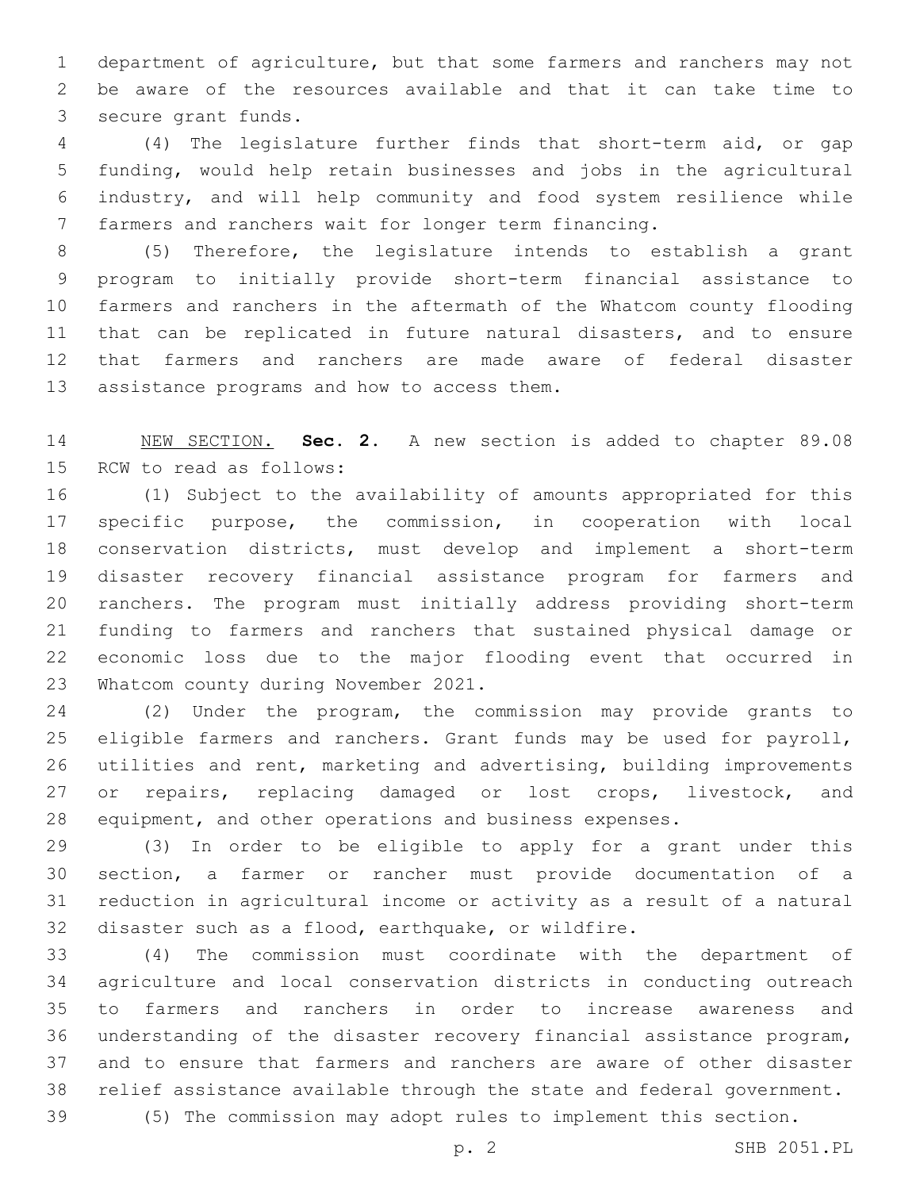department of agriculture, but that some farmers and ranchers may not be aware of the resources available and that it can take time to secure grant funds.

(4) The legislature further finds that short-term aid, or gap funding, would help retain businesses and jobs in the agricultural industry, and will help community and food system resilience while farmers and ranchers wait for longer term financing.

(5) Therefore, the legislature intends to establish a grant program to initially provide short-term financial assistance to farmers and ranchers in the aftermath of the Whatcom county flooding that can be replicated in future natural disasters, and to ensure that farmers and ranchers are made aware of federal disaster assistance programs and how to access them.

NEW SECTION. **Sec. 2.** A new section is added to chapter 89.08 RCW to read as follows:

(1) Subject to the availability of amounts appropriated for this specific purpose, the commission, in cooperation with local conservation districts, must develop and implement a short-term disaster recovery financial assistance program for farmers and ranchers. The program must initially address providing short-term funding to farmers and ranchers that sustained physical damage or economic loss due to the major flooding event that occurred in Whatcom county during November 2021.

(2) Under the program, the commission may provide grants to eligible farmers and ranchers. Grant funds may be used for payroll, utilities and rent, marketing and advertising, building improvements or repairs, replacing damaged or lost crops, livestock, and equipment, and other operations and business expenses.

(3) In order to be eligible to apply for a grant under this section, a farmer or rancher must provide documentation of a reduction in agricultural income or activity as a result of a natural disaster such as a flood, earthquake, or wildfire.

(4) The commission must coordinate with the department of agriculture and local conservation districts in conducting outreach to farmers and ranchers in order to increase awareness and understanding of the disaster recovery financial assistance program, and to ensure that farmers and ranchers are aware of other disaster relief assistance available through the state and federal government.

(5) The commission may adopt rules to implement this section.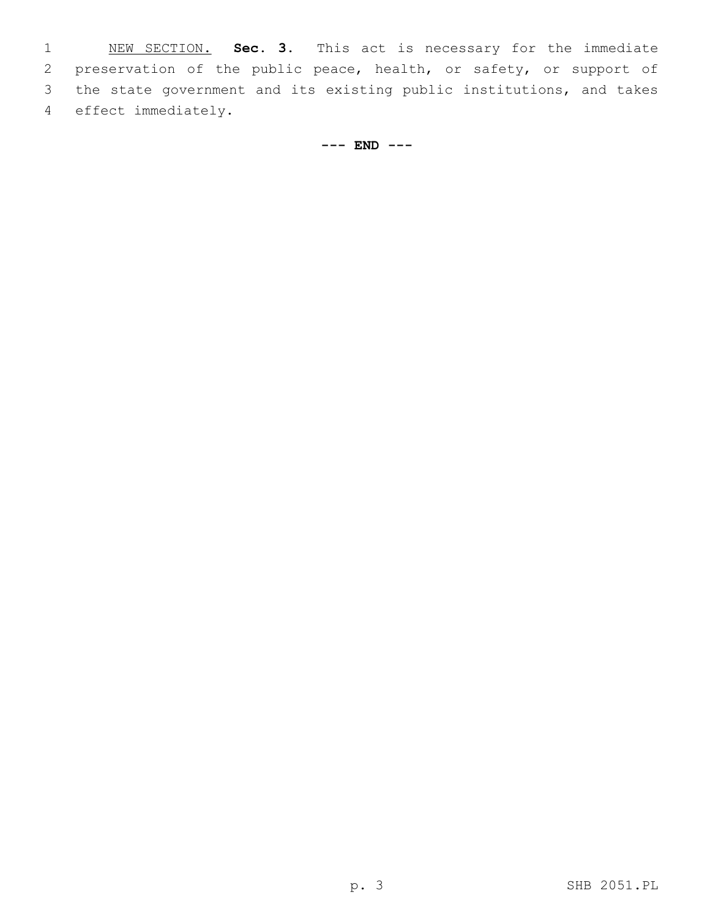NEW SECTION. **Sec. 3.** This act is necessary for the immediate preservation of the public peace, health, or safety, or support of the state government and its existing public institutions, and takes effect immediately.

**--- END ---**